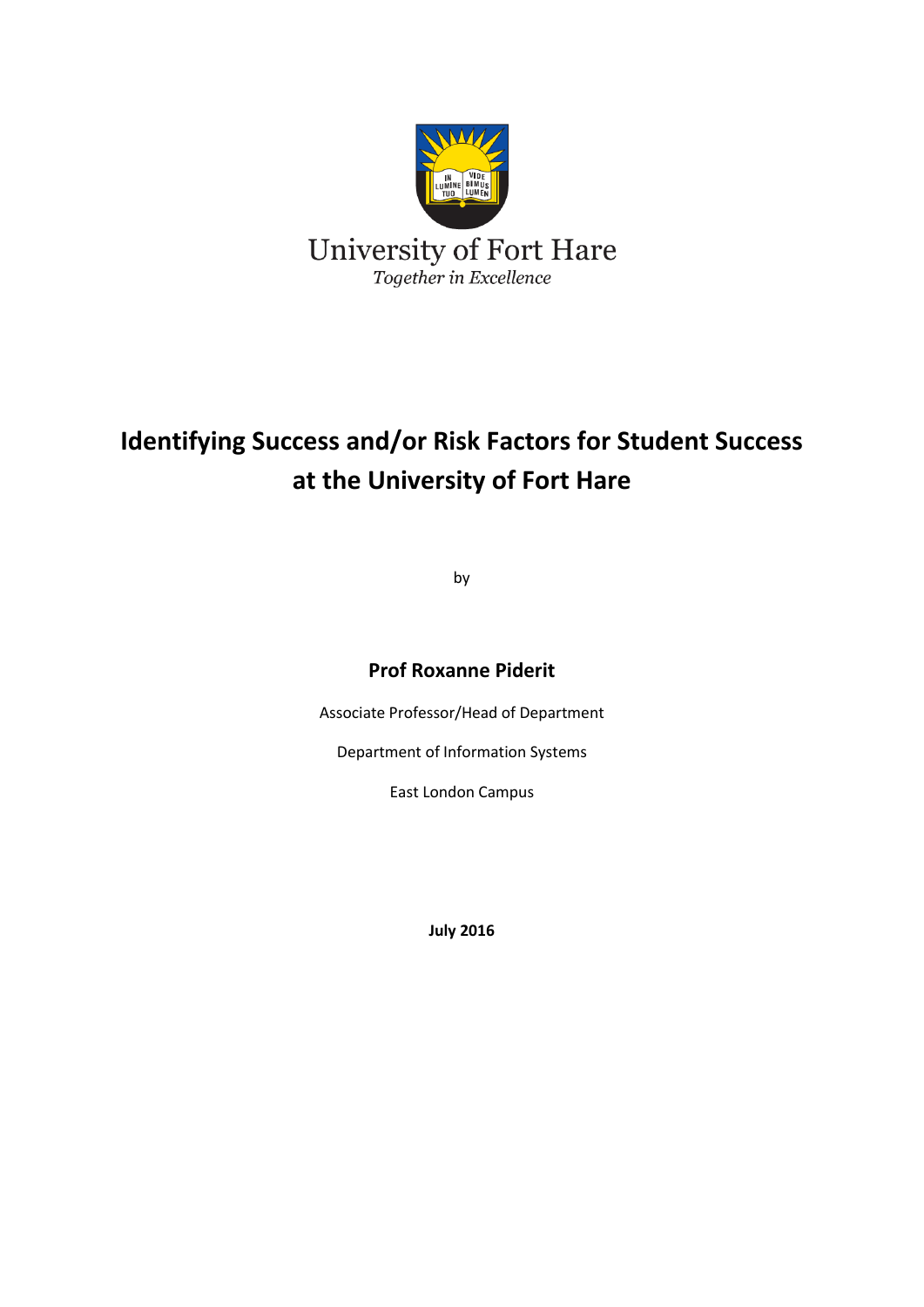University of Fort Hare

*Together in Excellence*

# Identifying Success and/or Risk Factors for Student Success at the University of Fort Hare

by

**Prof Roxanne Piderit**

Associate Professor/Head of Department

Department of Information Systems

East London Campus

**July 2016**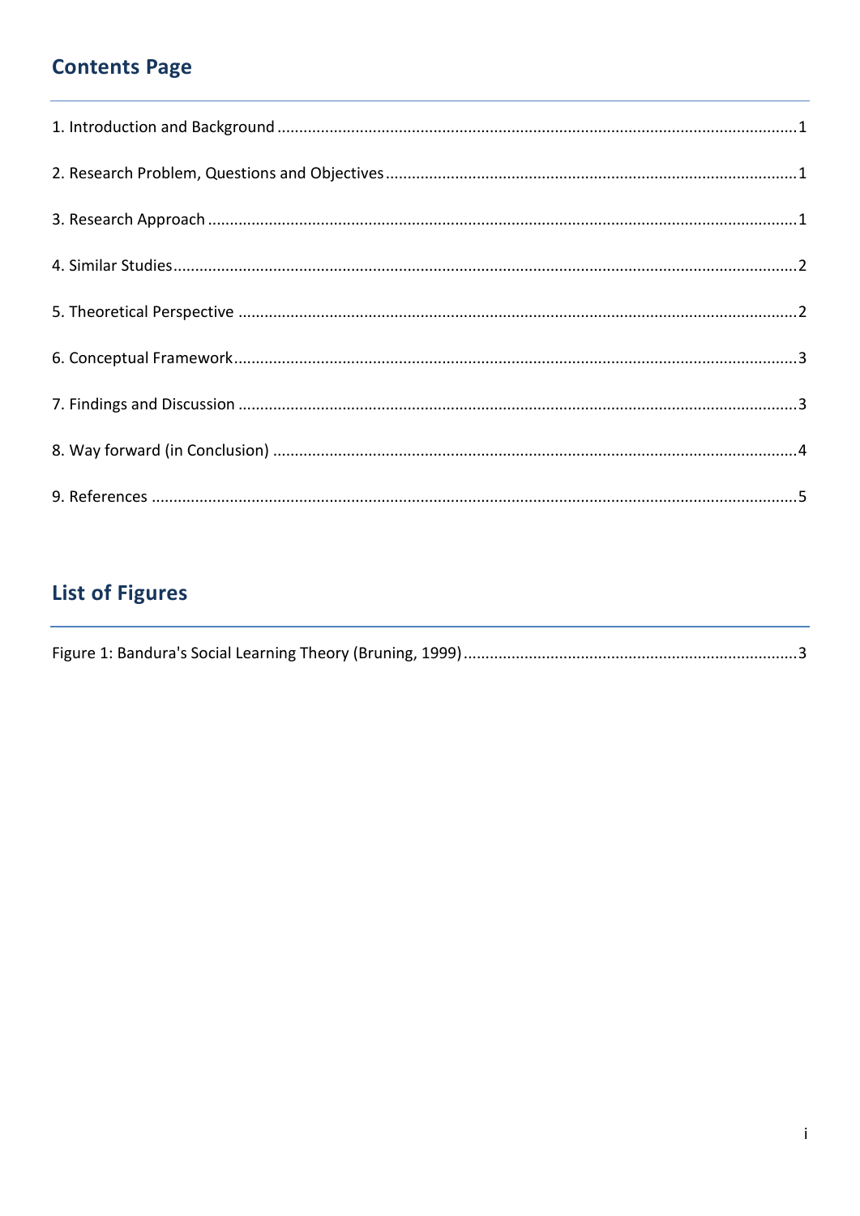## Contents Page

1. Introduction and Background ....................................................................................................................1

2. Research Problem, Questions and Objectives ..........................................................................................1

3. Research Approach .....................................................................................................................................1

4. Similar Studies .............................................................................................................................................2

5. Theoretical Perspective ..............................................................................................................................2

6. Conceptual Framework ...............................................................................................................................3

7. Findings and Discussion ..............................................................................................................................3

8. Way forward (in Conclusion) ......................................................................................................................4

9. References ..................................................................................................................................................5

## List of Figures

Figure 1: Bandura's Social Learning Theory (Bruning, 1999) ..........................................................................3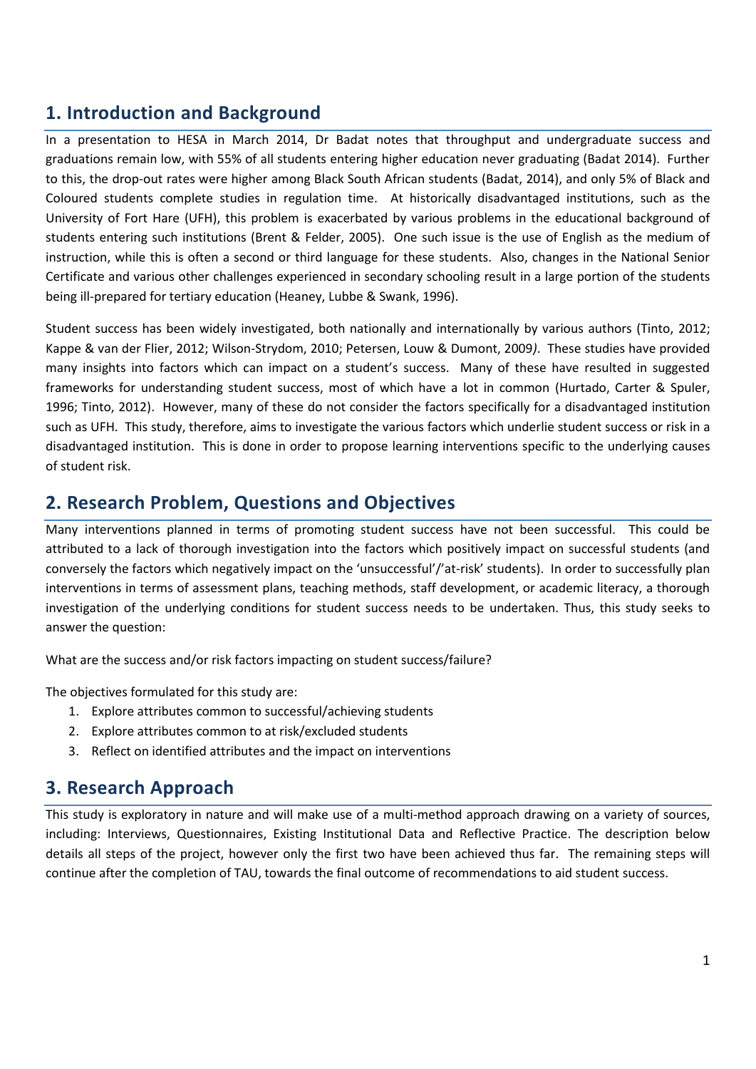## 1. Introduction and Background

In a presentation to HESA in March 2014, Dr Badat notes that throughput and undergraduate success and graduations remain low, with 55% of all students entering higher education never graduating (Badat 2014). Further to this, the drop-out rates were higher among Black South African students (Badat, 2014), and only 5% of Black and Coloured students complete studies in regulation time. At historically disadvantaged institutions, such as the University of Fort Hare (UFH), this problem is exacerbated by various problems in the educational background of students entering such institutions (Brent & Felder, 2005). One such issue is the use of English as the medium of instruction, while this is often a second or third language for these students. Also, changes in the National Senior Certificate and various other challenges experienced in secondary schooling result in a large portion of the students being ill-prepared for tertiary education (Heaney, Lubbe & Swank, 1996).

Student success has been widely investigated, both nationally and internationally by various authors (Tinto, 2012; Kappe & van der Flier, 2012; Wilson-Strydom, 2010; Petersen, Louw & Dumont, 2009*)*. These studies have provided many insights into factors which can impact on a student's success. Many of these have resulted in suggested frameworks for understanding student success, most of which have a lot in common (Hurtado, Carter & Spuler, 1996; Tinto, 2012). However, many of these do not consider the factors specifically for a disadvantaged institution such as UFH. This study, therefore, aims to investigate the various factors which underlie student success or risk in a disadvantaged institution. This is done in order to propose learning interventions specific to the underlying causes of student risk.

## 2. Research Problem, Questions and Objectives

Many interventions planned in terms of promoting student success have not been successful. This could be attributed to a lack of thorough investigation into the factors which positively impact on successful students (and conversely the factors which negatively impact on the 'unsuccessful'/'at-risk' students). In order to successfully plan interventions in terms of assessment plans, teaching methods, staff development, or academic literacy, a thorough investigation of the underlying conditions for student success needs to be undertaken. Thus, this study seeks to answer the question:

What are the success and/or risk factors impacting on student success/failure?

The objectives formulated for this study are:

1. Explore attributes common to successful/achieving students
2. Explore attributes common to at risk/excluded students
3. Reflect on identified attributes and the impact on interventions

## 3. Research Approach

This study is exploratory in nature and will make use of a multi-method approach drawing on a variety of sources, including: Interviews, Questionnaires, Existing Institutional Data and Reflective Practice. The description below details all steps of the project, however only the first two have been achieved thus far. The remaining steps will continue after the completion of TAU, towards the final outcome of recommendations to aid student success.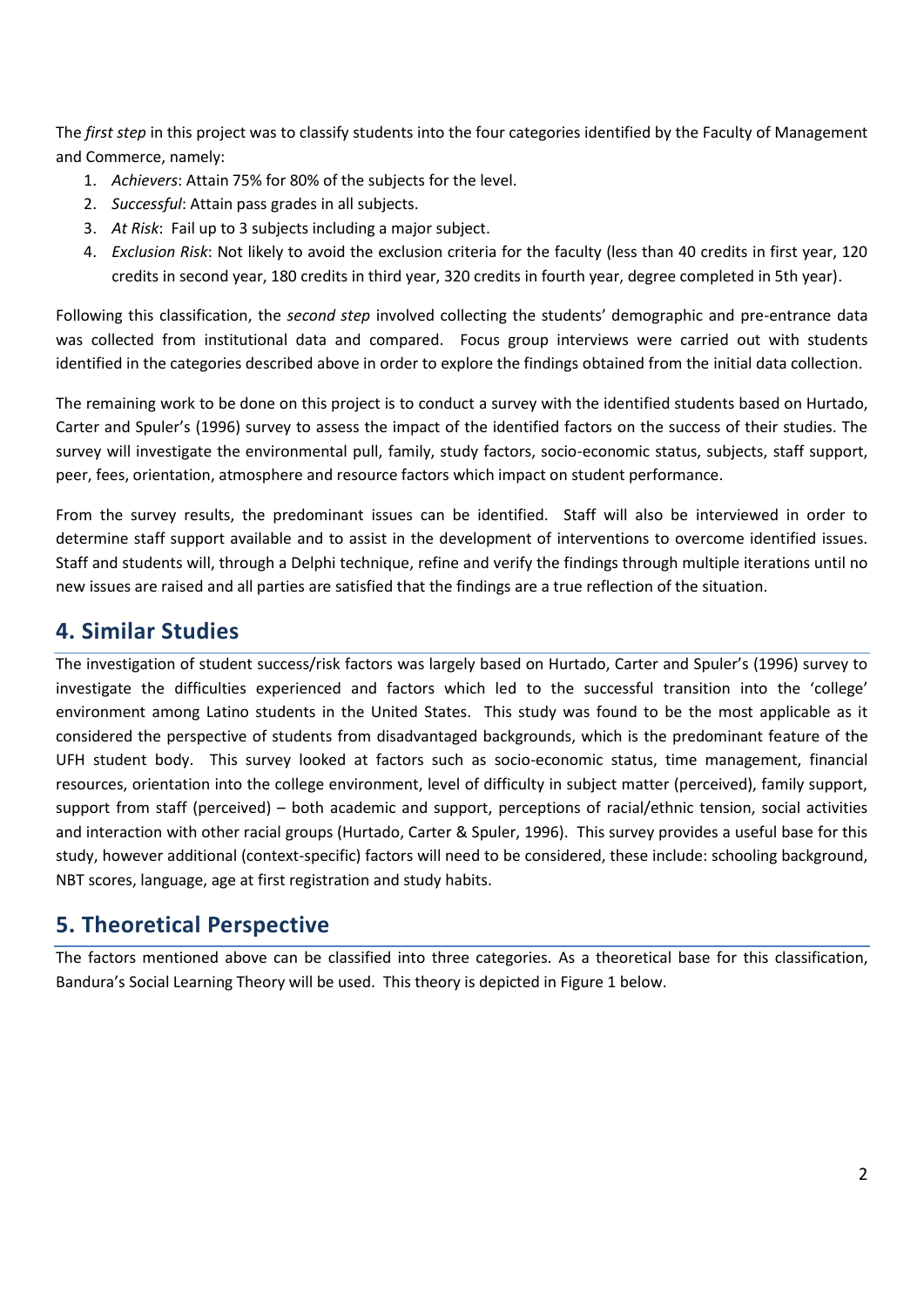The *first step* in this project was to classify students into the four categories identified by the Faculty of Management and Commerce, namely:

1. *Achievers*: Attain 75% for 80% of the subjects for the level.
2. *Successful*: Attain pass grades in all subjects.
3. *At Risk*: Fail up to 3 subjects including a major subject.
4. *Exclusion Risk*: Not likely to avoid the exclusion criteria for the faculty (less than 40 credits in first year, 120 credits in second year, 180 credits in third year, 320 credits in fourth year, degree completed in 5th year).

Following this classification, the *second step* involved collecting the students' demographic and pre-entrance data was collected from institutional data and compared. Focus group interviews were carried out with students identified in the categories described above in order to explore the findings obtained from the initial data collection.

The remaining work to be done on this project is to conduct a survey with the identified students based on Hurtado, Carter and Spuler's (1996) survey to assess the impact of the identified factors on the success of their studies. The survey will investigate the environmental pull, family, study factors, socio-economic status, subjects, staff support, peer, fees, orientation, atmosphere and resource factors which impact on student performance.

From the survey results, the predominant issues can be identified. Staff will also be interviewed in order to determine staff support available and to assist in the development of interventions to overcome identified issues. Staff and students will, through a Delphi technique, refine and verify the findings through multiple iterations until no new issues are raised and all parties are satisfied that the findings are a true reflection of the situation.

## 4. Similar Studies

The investigation of student success/risk factors was largely based on Hurtado, Carter and Spuler's (1996) survey to investigate the difficulties experienced and factors which led to the successful transition into the 'college' environment among Latino students in the United States. This study was found to be the most applicable as it considered the perspective of students from disadvantaged backgrounds, which is the predominant feature of the UFH student body. This survey looked at factors such as socio-economic status, time management, financial resources, orientation into the college environment, level of difficulty in subject matter (perceived), family support, support from staff (perceived) – both academic and support, perceptions of racial/ethnic tension, social activities and interaction with other racial groups (Hurtado, Carter & Spuler, 1996). This survey provides a useful base for this study, however additional (context-specific) factors will need to be considered, these include: schooling background, NBT scores, language, age at first registration and study habits.

## 5. Theoretical Perspective

The factors mentioned above can be classified into three categories. As a theoretical base for this classification, Bandura's Social Learning Theory will be used. This theory is depicted in Figure 1 below.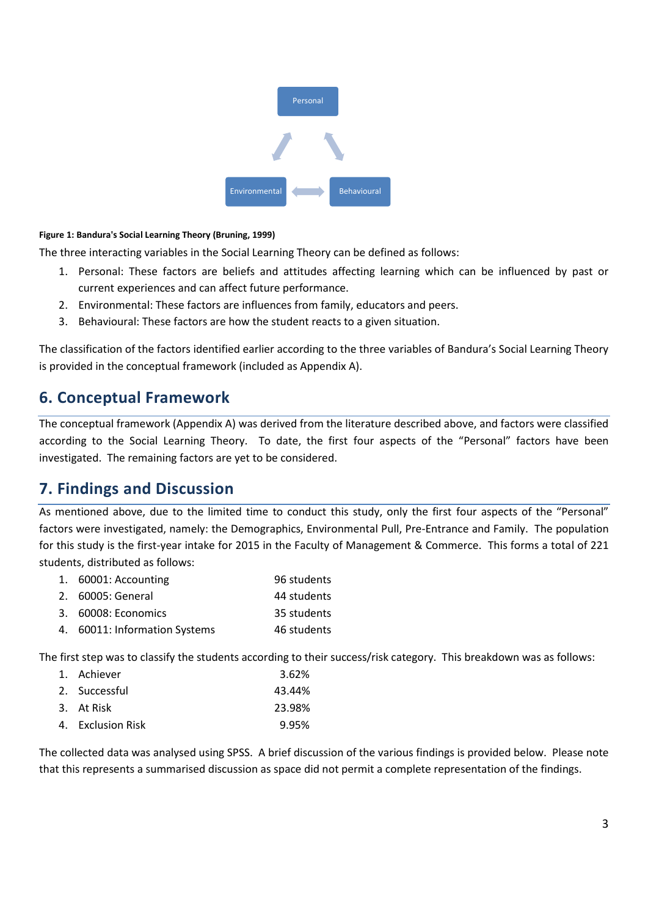**Figure 1: Bandura's Social Learning Theory (Bruning, 1999)**

The three interacting variables in the Social Learning Theory can be defined as follows:

1. Personal: These factors are beliefs and attitudes affecting learning which can be influenced by past or current experiences and can affect future performance.
2. Environmental: These factors are influences from family, educators and peers.
3. Behavioural: These factors are how the student reacts to a given situation.

The classification of the factors identified earlier according to the three variables of Bandura's Social Learning Theory is provided in the conceptual framework (included as Appendix A).

## 6. Conceptual Framework

The conceptual framework (Appendix A) was derived from the literature described above, and factors were classified according to the Social Learning Theory. To date, the first four aspects of the "Personal" factors have been investigated. The remaining factors are yet to be considered.

## 7. Findings and Discussion

As mentioned above, due to the limited time to conduct this study, only the first four aspects of the "Personal" factors were investigated, namely: the Demographics, Environmental Pull, Pre-Entrance and Family. The population for this study is the first-year intake for 2015 in the Faculty of Management & Commerce. This forms a total of 221 students, distributed as follows:

1. 60001: Accounting — 96 students
2. 60005: General — 44 students
3. 60008: Economics — 35 students
4. 60011: Information Systems — 46 students

The first step was to classify the students according to their success/risk category. This breakdown was as follows:

1. Achiever — 3.62%
2. Successful — 43.44%
3. At Risk — 23.98%
4. Exclusion Risk — 9.95%

The collected data was analysed using SPSS. A brief discussion of the various findings is provided below. Please note that this represents a summarised discussion as space did not permit a complete representation of the findings.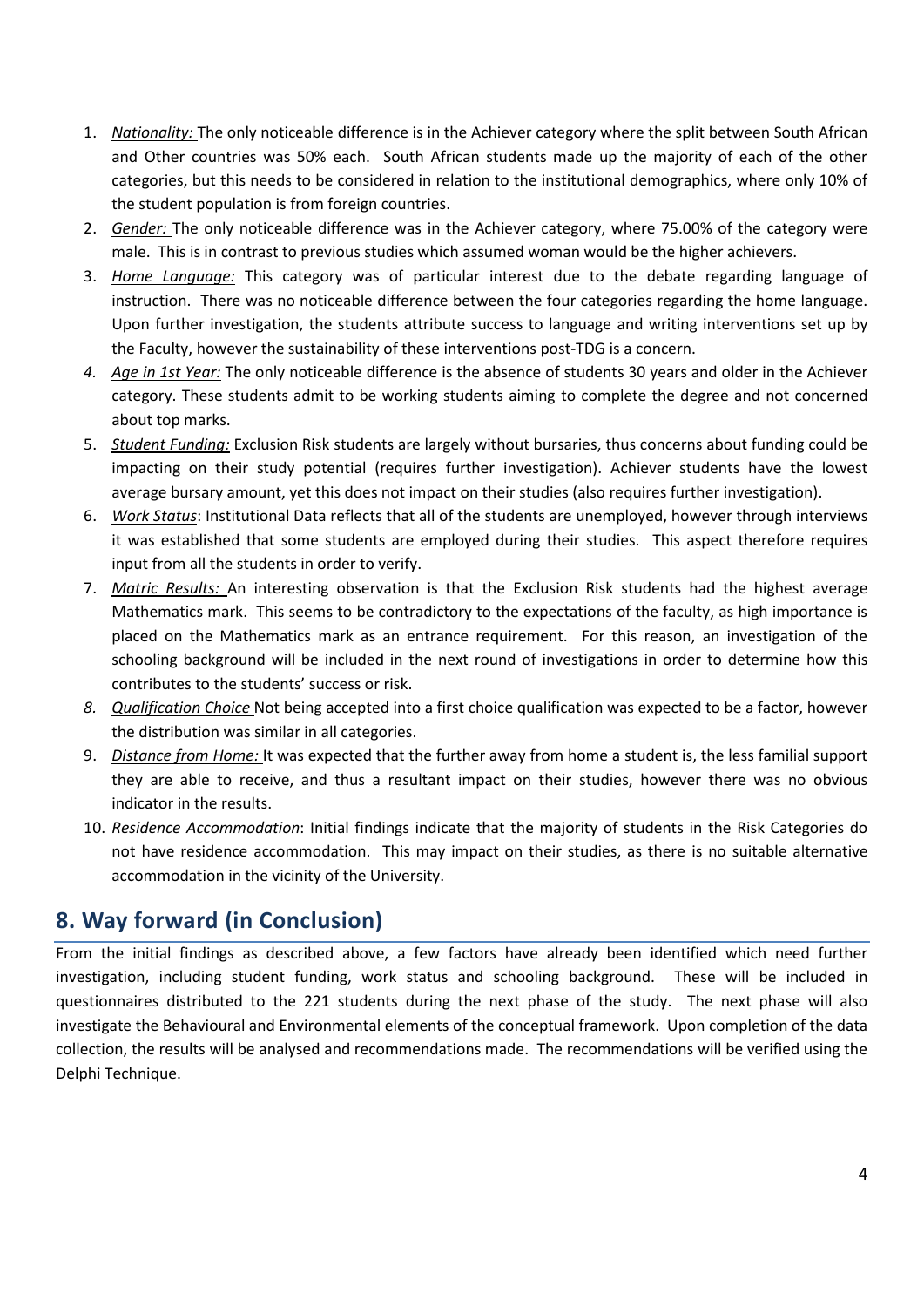1. *Nationality:* The only noticeable difference is in the Achiever category where the split between South African and Other countries was 50% each. South African students made up the majority of each of the other categories, but this needs to be considered in relation to the institutional demographics, where only 10% of the student population is from foreign countries.
2. *Gender:* The only noticeable difference was in the Achiever category, where 75.00% of the category were male. This is in contrast to previous studies which assumed woman would be the higher achievers.
3. *Home Language:* This category was of particular interest due to the debate regarding language of instruction. There was no noticeable difference between the four categories regarding the home language. Upon further investigation, the students attribute success to language and writing interventions set up by the Faculty, however the sustainability of these interventions post-TDG is a concern.
4. *Age in 1st Year:* The only noticeable difference is the absence of students 30 years and older in the Achiever category. These students admit to be working students aiming to complete the degree and not concerned about top marks.
5. *Student Funding:* Exclusion Risk students are largely without bursaries, thus concerns about funding could be impacting on their study potential (requires further investigation). Achiever students have the lowest average bursary amount, yet this does not impact on their studies (also requires further investigation).
6. *Work Status*: Institutional Data reflects that all of the students are unemployed, however through interviews it was established that some students are employed during their studies. This aspect therefore requires input from all the students in order to verify.
7. *Matric Results:* An interesting observation is that the Exclusion Risk students had the highest average Mathematics mark. This seems to be contradictory to the expectations of the faculty, as high importance is placed on the Mathematics mark as an entrance requirement. For this reason, an investigation of the schooling background will be included in the next round of investigations in order to determine how this contributes to the students' success or risk.
8. *Qualification Choice* Not being accepted into a first choice qualification was expected to be a factor, however the distribution was similar in all categories.
9. *Distance from Home:* It was expected that the further away from home a student is, the less familial support they are able to receive, and thus a resultant impact on their studies, however there was no obvious indicator in the results.
10. *Residence Accommodation*: Initial findings indicate that the majority of students in the Risk Categories do not have residence accommodation. This may impact on their studies, as there is no suitable alternative accommodation in the vicinity of the University.

## 8. Way forward (in Conclusion)

From the initial findings as described above, a few factors have already been identified which need further investigation, including student funding, work status and schooling background. These will be included in questionnaires distributed to the 221 students during the next phase of the study. The next phase will also investigate the Behavioural and Environmental elements of the conceptual framework. Upon completion of the data collection, the results will be analysed and recommendations made. The recommendations will be verified using the Delphi Technique.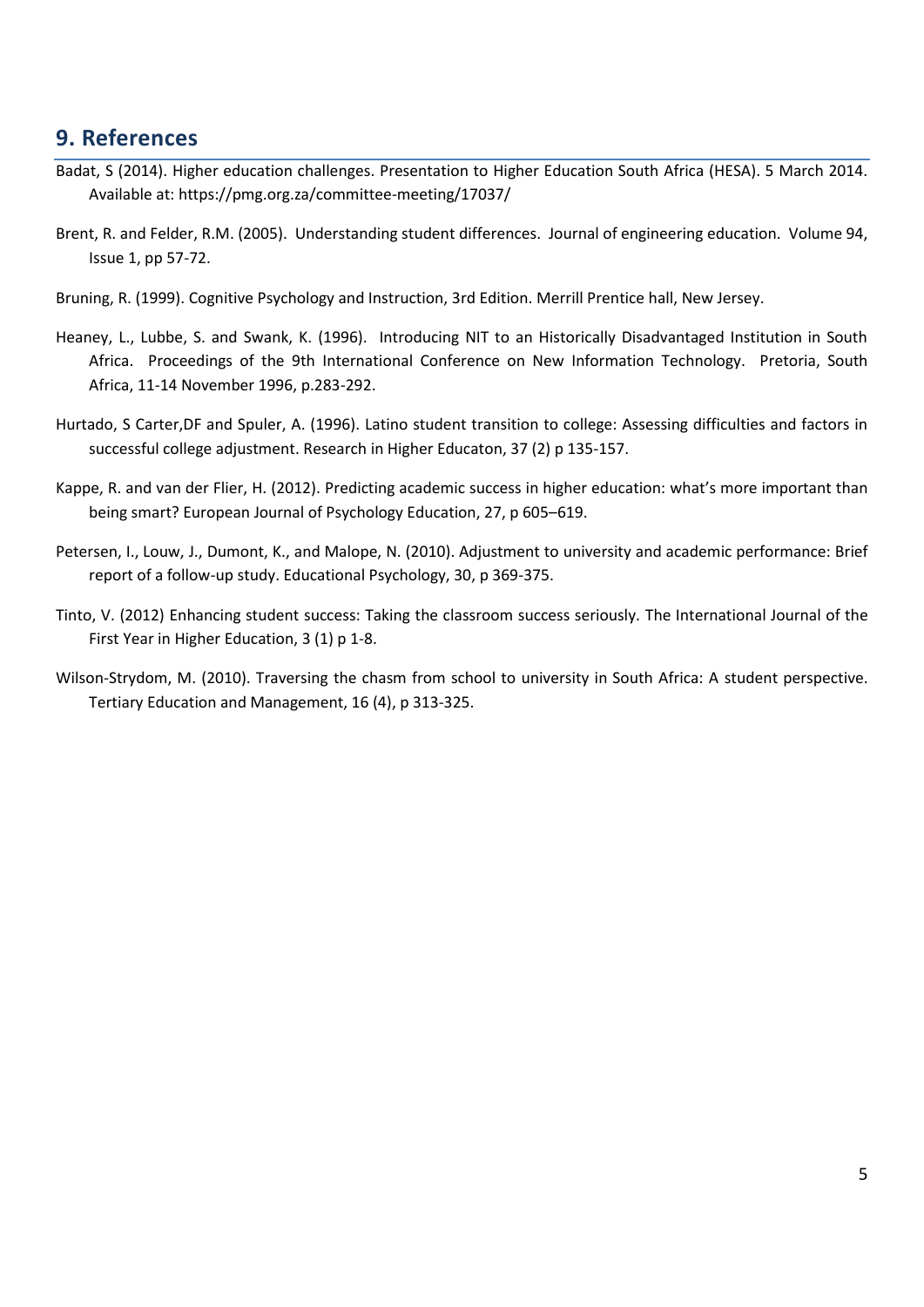## 9. References

Badat, S (2014). Higher education challenges. Presentation to Higher Education South Africa (HESA). 5 March 2014. Available at: https://pmg.org.za/committee-meeting/17037/

Brent, R. and Felder, R.M. (2005). Understanding student differences. Journal of engineering education. Volume 94, Issue 1, pp 57-72.

Bruning, R. (1999). Cognitive Psychology and Instruction, 3rd Edition. Merrill Prentice hall, New Jersey.

Heaney, L., Lubbe, S. and Swank, K. (1996). Introducing NIT to an Historically Disadvantaged Institution in South Africa. Proceedings of the 9th International Conference on New Information Technology. Pretoria, South Africa, 11-14 November 1996, p.283-292.

Hurtado, S Carter,DF and Spuler, A. (1996). Latino student transition to college: Assessing difficulties and factors in successful college adjustment. Research in Higher Educaton, 37 (2) p 135-157.

Kappe, R. and van der Flier, H. (2012). Predicting academic success in higher education: what's more important than being smart? European Journal of Psychology Education, 27, p 605–619.

Petersen, I., Louw, J., Dumont, K., and Malope, N. (2010). Adjustment to university and academic performance: Brief report of a follow-up study. Educational Psychology, 30, p 369-375.

Tinto, V. (2012) Enhancing student success: Taking the classroom success seriously. The International Journal of the First Year in Higher Education, 3 (1) p 1-8.

Wilson-Strydom, M. (2010). Traversing the chasm from school to university in South Africa: A student perspective. Tertiary Education and Management, 16 (4), p 313-325.